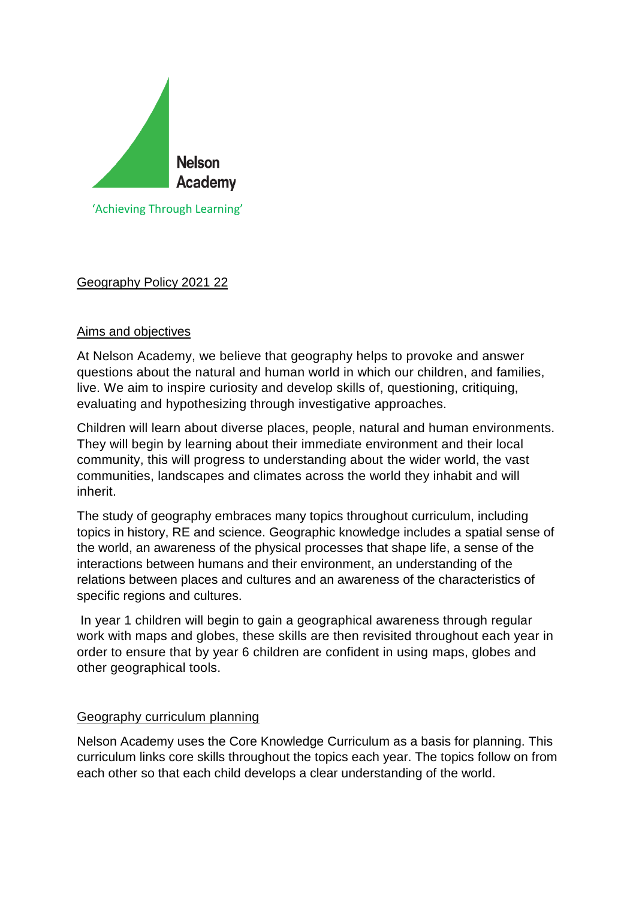Nelson Academy

'Achieving Through Learning'

## Geography Policy 2021 22

### Aims and objectives

At Nelson Academy, we believe that geography helps to provoke and answer questions about the natural and human world in which our children, and families, live. We aim to inspire curiosity and develop skills of, questioning, critiquing, evaluating and hypothesizing through investigative approaches.

Children will learn about diverse places, people, natural and human environments. They will begin by learning about their immediate environment and their local community, this will progress to understanding about the wider world, the vast communities, landscapes and climates across the world they inhabit and will inherit.

The study of geography embraces many topics throughout curriculum, including topics in history, RE and science. Geographic knowledge includes a spatial sense of the world, an awareness of the physical processes that shape life, a sense of the interactions between humans and their environment, an understanding of the relations between places and cultures and an awareness of the characteristics of specific regions and cultures.

In year 1 children will begin to gain a geographical awareness through regular work with maps and globes, these skills are then revisited throughout each year in order to ensure that by year 6 children are confident in using maps, globes and other geographical tools.

### Geography curriculum planning

Nelson Academy uses the Core Knowledge Curriculum as a basis for planning. This curriculum links core skills throughout the topics each year. The topics follow on from each other so that each child develops a clear understanding of the world.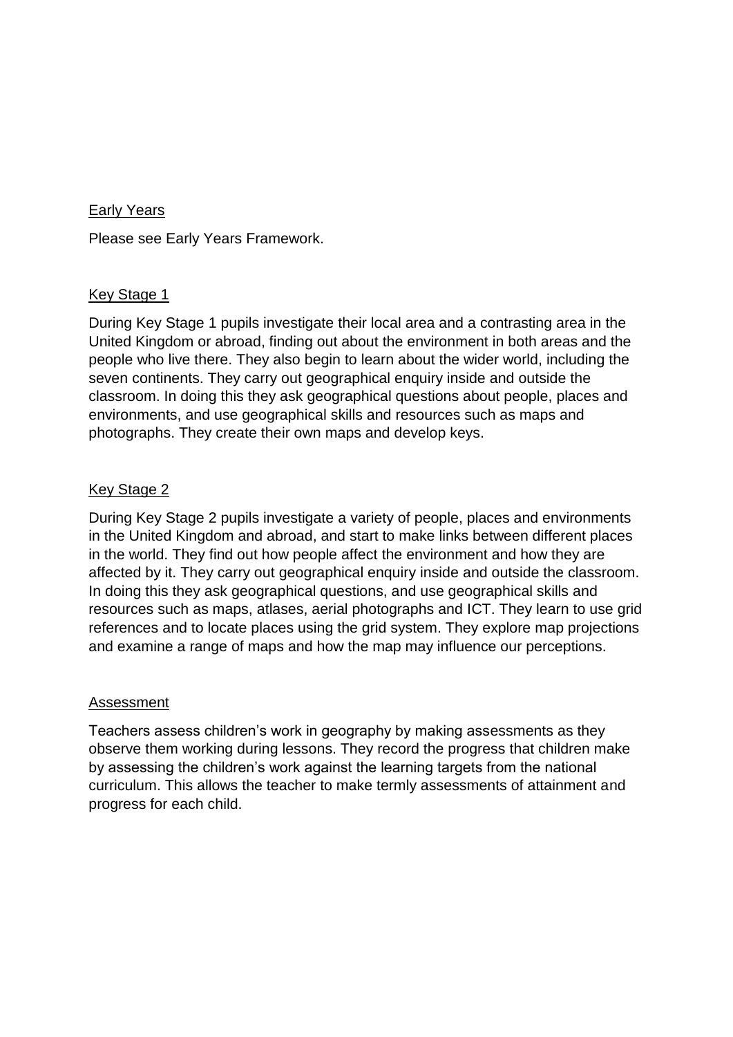## Early Years

Please see Early Years Framework.

## Key Stage 1

During Key Stage 1 pupils investigate their local area and a contrasting area in the United Kingdom or abroad, finding out about the environment in both areas and the people who live there. They also begin to learn about the wider world, including the seven continents. They carry out geographical enquiry inside and outside the classroom. In doing this they ask geographical questions about people, places and environments, and use geographical skills and resources such as maps and photographs. They create their own maps and develop keys.

## Key Stage 2

During Key Stage 2 pupils investigate a variety of people, places and environments in the United Kingdom and abroad, and start to make links between different places in the world. They find out how people affect the environment and how they are affected by it. They carry out geographical enquiry inside and outside the classroom. In doing this they ask geographical questions, and use geographical skills and resources such as maps, atlases, aerial photographs and ICT. They learn to use grid references and to locate places using the grid system. They explore map projections and examine a range of maps and how the map may influence our perceptions.

## Assessment

Teachers assess children's work in geography by making assessments as they observe them working during lessons. They record the progress that children make by assessing the children's work against the learning targets from the national curriculum. This allows the teacher to make termly assessments of attainment and progress for each child.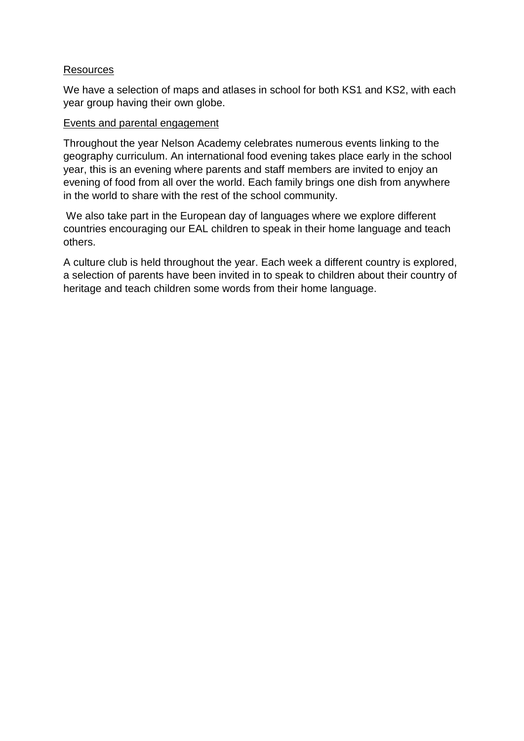Resources

We have a selection of maps and atlases in school for both KS1 and KS2, with each year group having their own globe.

Events and parental engagement

Throughout the year Nelson Academy celebrates numerous events linking to the geography curriculum. An international food evening takes place early in the school year, this is an evening where parents and staff members are invited to enjoy an evening of food from all over the world. Each family brings one dish from anywhere in the world to share with the rest of the school community.

We also take part in the European day of languages where we explore different countries encouraging our EAL children to speak in their home language and teach others.

A culture club is held throughout the year. Each week a different country is explored, a selection of parents have been invited in to speak to children about their country of heritage and teach children some words from their home language.